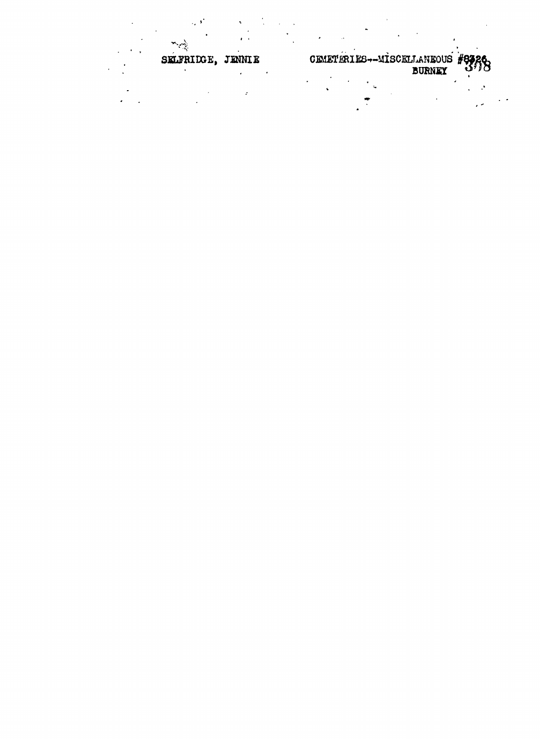SELFRIDGE, JENNIE

CEMETERIES--MISCELLANEOUS #8326
BURNEY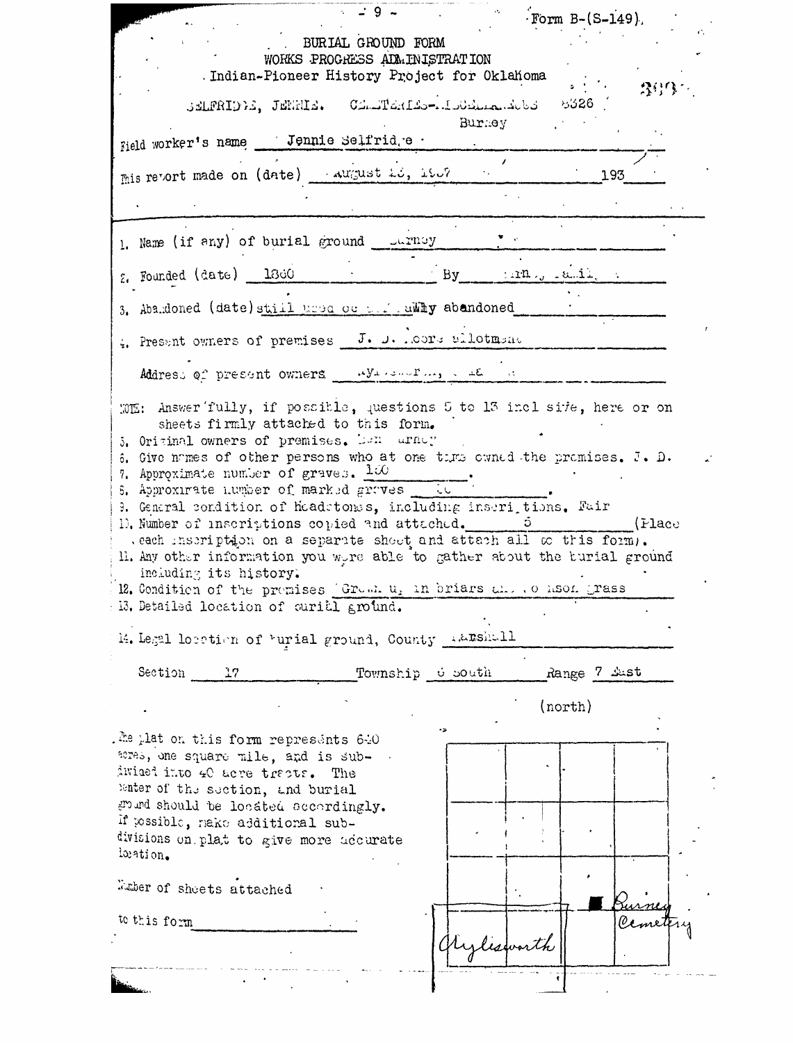Form B-(S-149).

BURIAL GROUND FORM
WORKS PROGRESS ADMINISTRATION
Indian-Pioneer History Project for Oklahoma

SELFRIDGE, JENNIE. CEMETERIES-BURNEY 6326

Burney

Field worker's name Jennie Selfridge

This report made on (date) August 26, 1937 193

1. Name (if any) of burial ground Burney
2. Founded (date) 1860 By Burney family
3. Abandoned (date) still used occ... Why abandoned
4. Present owners of premises J. D. Moore allotment

Address of present owners Aylesworth, Okla.

NOTE: Answer fully, if possible, questions 5 to 13 inclusive, here or on sheets firmly attached to this form.

5. Original owners of premises. Ben Burney
6. Give names of other persons who at one time owned the premises. J. D.
7. Approximate number of graves. 100
8. Approximate number of marked graves 10
9. General condition of headstones, including inscriptions. Fair
10. Number of inscriptions copied and attached. 5 (Place each inscription on a separate sheet and attach all to this form).
11. Any other information you were able to gather about the burial ground including its history.
12. Condition of the premises Grown up in briars and Johnson grass
13. Detailed location of burial ground.

14. Legal location of burial ground, County Marshall

Section 17 Township 6 South Range 7 East

(north)

The plat on this form represents 640 acres, one square mile, and is subdivided into 40 acre tracts. The center of the section, and burial ground should be located accordingly. If possible, make additional subdivisions on plat to give more accurate location.

Number of sheets attached to this form

Burney Cemetery

Aylesworth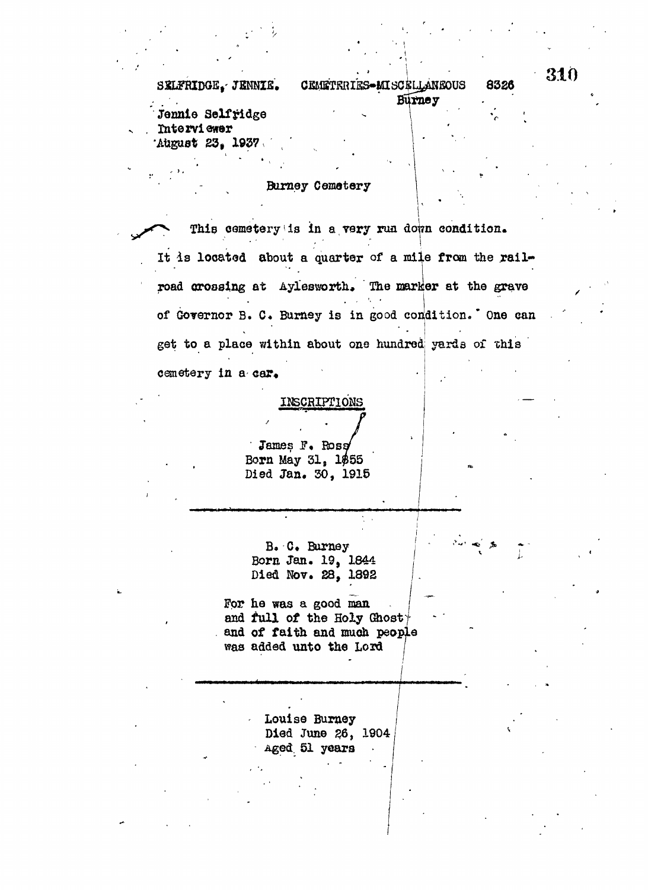SELFRIDGE, JENNIE. CEMETERIES-MISCELLANEOUS 8326
Burney

Jennie Selfridge
Interviewer
August 23, 1937

## Burney Cemetery

This cemetery is in a very run down condition. It is located about a quarter of a mile from the railroad crossing at Aylesworth. The marker at the grave of Governor B. C. Burney is in good condition. One can get to a place within about one hundred yards of this cemetery in a car.

### INSCRIPTIONS

James F. Ross
Born May 31, 1855
Died Jan. 30, 1915

---

B. C. Burney
Born Jan. 19, 1844
Died Nov. 28, 1892

For he was a good man
and full of the Holy Ghost
and of faith and much people
was added unto the Lord

---

Louise Burney
Died June 26, 1904
Aged 51 years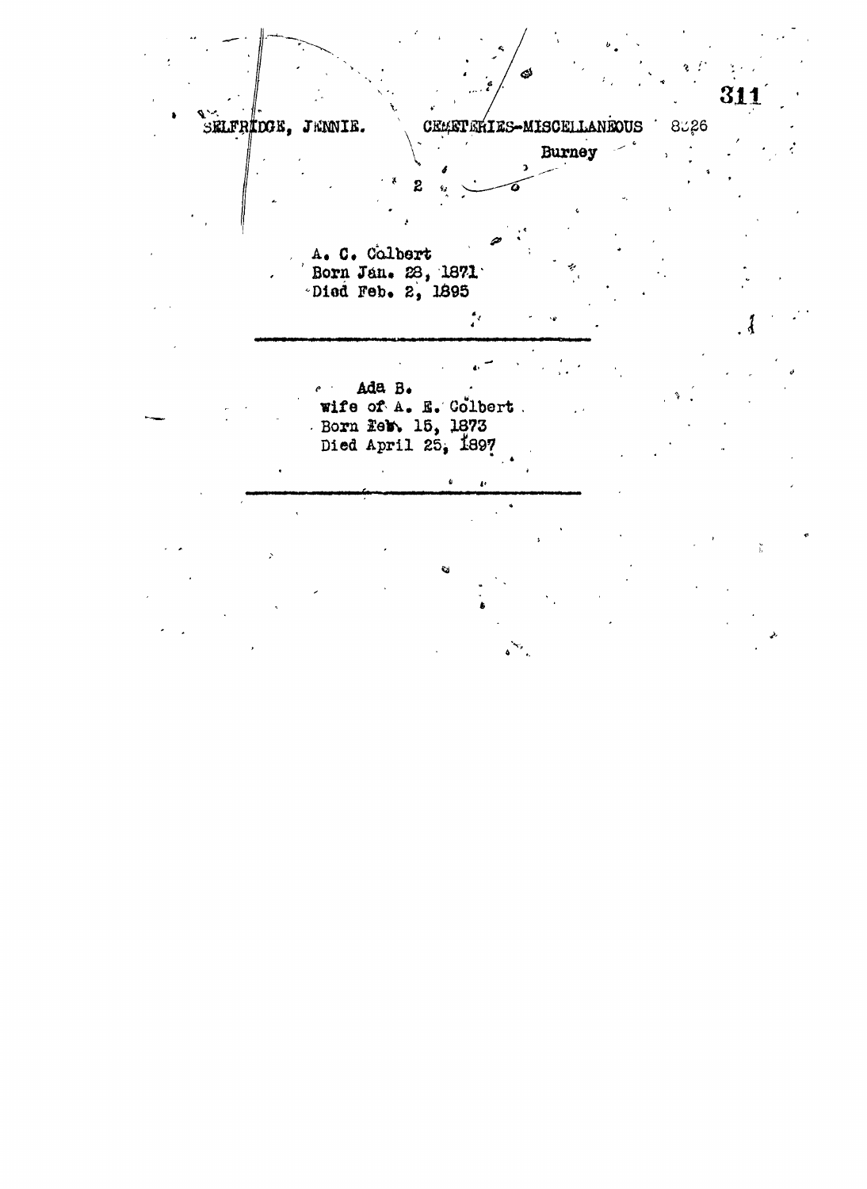SELFRIDGE, JENNIE.  CEMETERIES-MISCELLANEOUS  8326

Burney

2

A. C. Colbert
Born Jan. 28, 1871
Died Feb. 2, 1895

---

Ada B.
wife of A. E. Colbert
Born Feb. 15, 1873
Died April 25, 1897

---